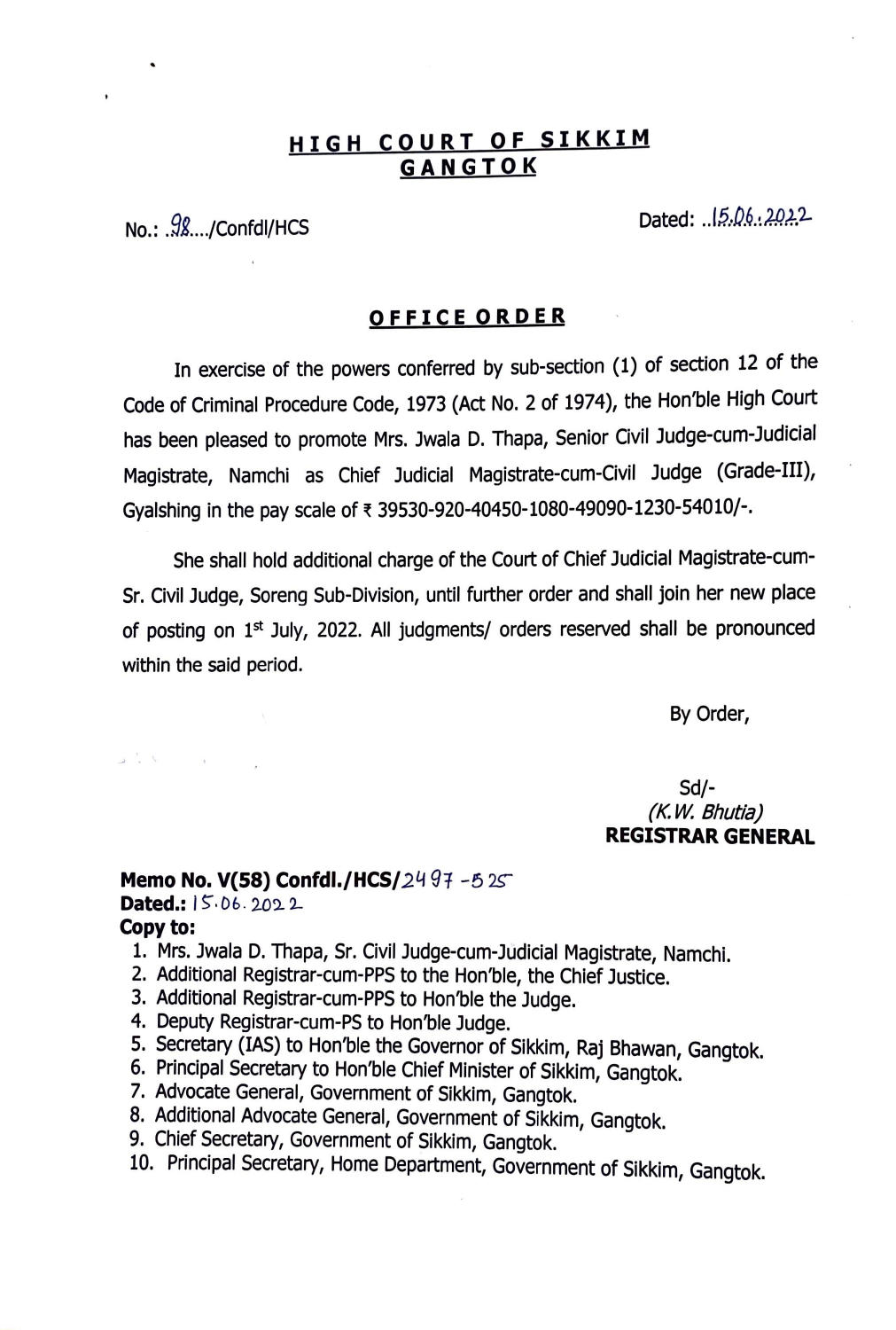## HIGH COURT OF SIKKIM
## GANGTOK

No.: 98..../Confdl/HCS Dated: ..15.06.2022

### OFFICE ORDER

In exercise of the powers conferred by sub-section (1) of section 12 of the Code of Criminal Procedure Code, 1973 (Act No. 2 of 1974), the Hon'ble High Court has been pleased to promote Mrs. Jwala D. Thapa, Senior Civil Judge-cum-Judicial Magistrate, Namchi as Chief Judicial Magistrate-cum-Civil Judge (Grade-III), Gyalshing in the pay scale of ₹ 39530-920-40450-1080-49090-1230-54010/-.

She shall hold additional charge of the Court of Chief Judicial Magistrate-cum-Sr. Civil Judge, Soreng Sub-Division, until further order and shall join her new place of posting on 1st July, 2022. All judgments/ orders reserved shall be pronounced within the said period.

By Order,

Sd/-
*(K.W. Bhutia)*
**REGISTRAR GENERAL**

**Memo No. V(58) Confdl./HCS/**2497 -525
**Dated.:** 15.06.2022
**Copy to:**

1. Mrs. Jwala D. Thapa, Sr. Civil Judge-cum-Judicial Magistrate, Namchi.
2. Additional Registrar-cum-PPS to the Hon'ble, the Chief Justice.
3. Additional Registrar-cum-PPS to Hon'ble the Judge.
4. Deputy Registrar-cum-PS to Hon'ble Judge.
5. Secretary (IAS) to Hon'ble the Governor of Sikkim, Raj Bhawan, Gangtok.
6. Principal Secretary to Hon'ble Chief Minister of Sikkim, Gangtok.
7. Advocate General, Government of Sikkim, Gangtok.
8. Additional Advocate General, Government of Sikkim, Gangtok.
9. Chief Secretary, Government of Sikkim, Gangtok.
10. Principal Secretary, Home Department, Government of Sikkim, Gangtok.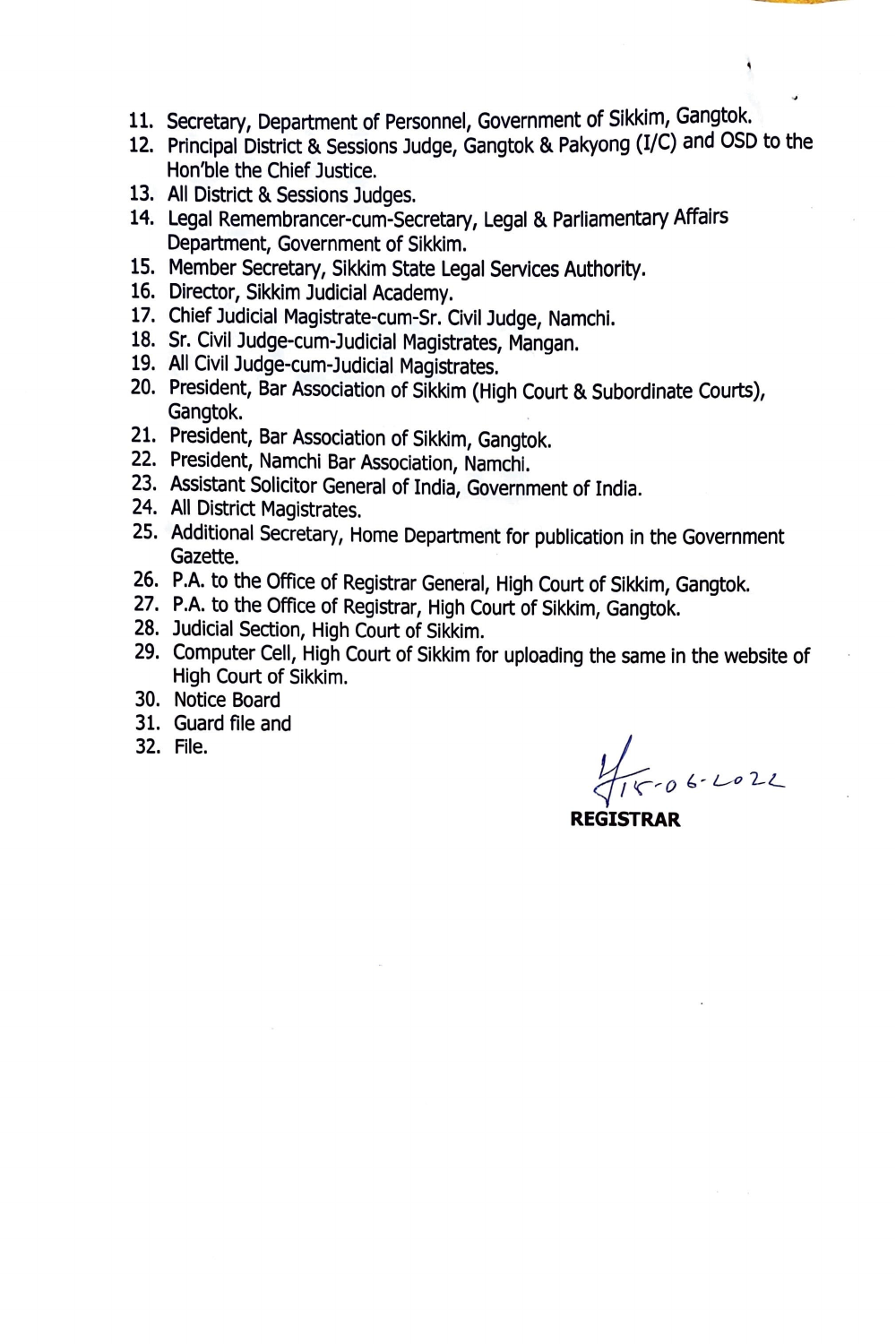11. Secretary, Department of Personnel, Government of Sikkim, Gangtok.
12. Principal District & Sessions Judge, Gangtok & Pakyong (I/C) and OSD to the Hon'ble the Chief Justice.
13. All District & Sessions Judges.
14. Legal Remembrancer-cum-Secretary, Legal & Parliamentary Affairs Department, Government of Sikkim.
15. Member Secretary, Sikkim State Legal Services Authority.
16. Director, Sikkim Judicial Academy.
17. Chief Judicial Magistrate-cum-Sr. Civil Judge, Namchi.
18. Sr. Civil Judge-cum-Judicial Magistrates, Mangan.
19. All Civil Judge-cum-Judicial Magistrates.
20. President, Bar Association of Sikkim (High Court & Subordinate Courts), Gangtok.
21. President, Bar Association of Sikkim, Gangtok.
22. President, Namchi Bar Association, Namchi.
23. Assistant Solicitor General of India, Government of India.
24. All District Magistrates.
25. Additional Secretary, Home Department for publication in the Government Gazette.
26. P.A. to the Office of Registrar General, High Court of Sikkim, Gangtok.
27. P.A. to the Office of Registrar, High Court of Sikkim, Gangtok.
28. Judicial Section, High Court of Sikkim.
29. Computer Cell, High Court of Sikkim for uploading the same in the website of High Court of Sikkim.
30. Notice Board
31. Guard file and
32. File.

15-06-2022

**REGISTRAR**